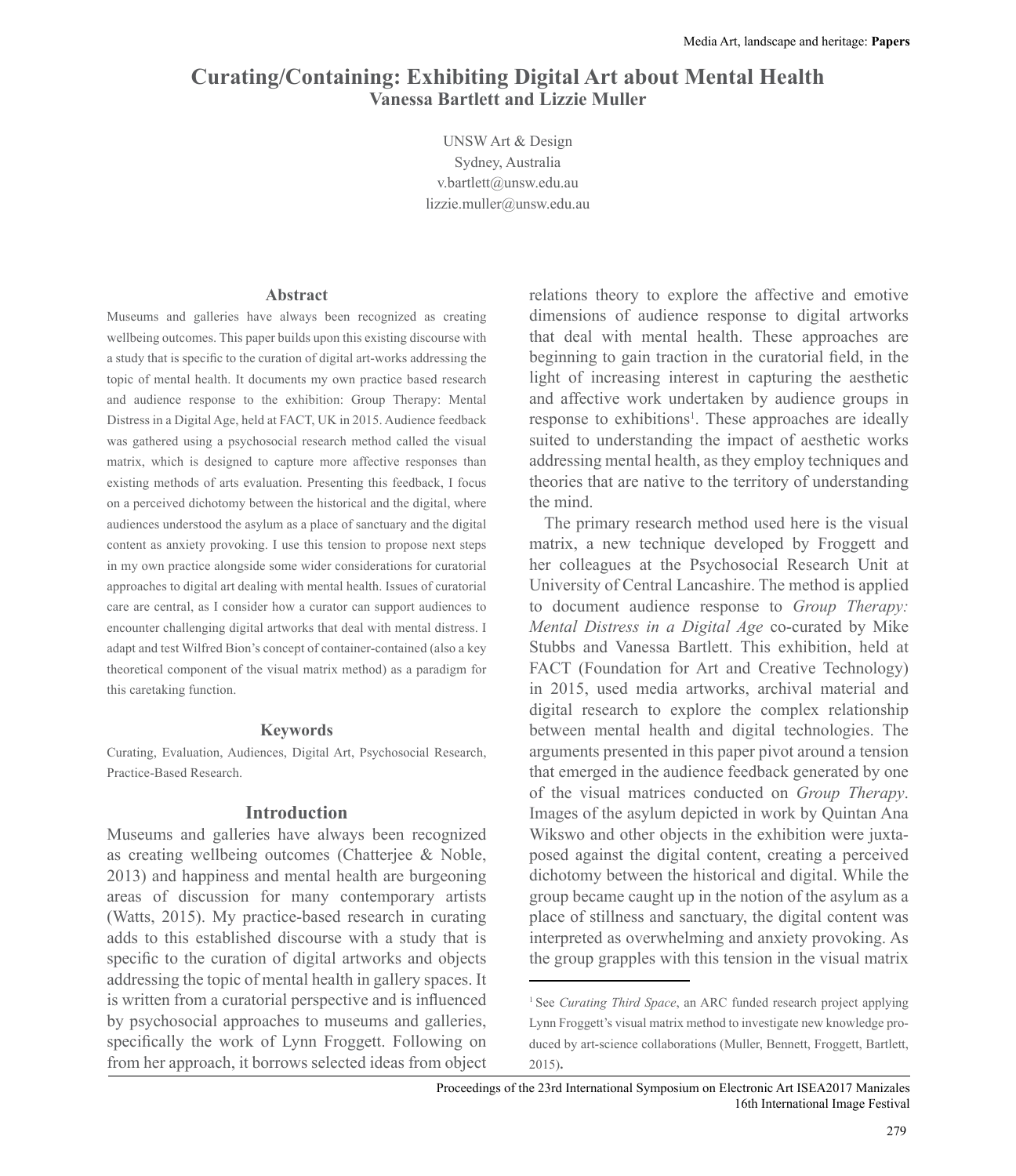# Curating/Containing: Exhibiting Digital Art about Mental Health

**Vanessa Bartlett and Lizzie Muller**

UNSW Art & Design
Sydney, Australia
v.bartlett@unsw.edu.au
lizzie.muller@unsw.edu.au

## Abstract

Museums and galleries have always been recognized as creating wellbeing outcomes. This paper builds upon this existing discourse with a study that is specific to the curation of digital art-works addressing the topic of mental health. It documents my own practice based research and audience response to the exhibition: Group Therapy: Mental Distress in a Digital Age, held at FACT, UK in 2015. Audience feedback was gathered using a psychosocial research method called the visual matrix, which is designed to capture more affective responses than existing methods of arts evaluation. Presenting this feedback, I focus on a perceived dichotomy between the historical and the digital, where audiences understood the asylum as a place of sanctuary and the digital content as anxiety provoking. I use this tension to propose next steps in my own practice alongside some wider considerations for curatorial approaches to digital art dealing with mental health. Issues of curatorial care are central, as I consider how a curator can support audiences to encounter challenging digital artworks that deal with mental distress. I adapt and test Wilfred Bion's concept of container-contained (also a key theoretical component of the visual matrix method) as a paradigm for this caretaking function.

## Keywords

Curating, Evaluation, Audiences, Digital Art, Psychosocial Research, Practice-Based Research.

## Introduction

Museums and galleries have always been recognized as creating wellbeing outcomes (Chatterjee & Noble, 2013) and happiness and mental health are burgeoning areas of discussion for many contemporary artists (Watts, 2015). My practice-based research in curating adds to this established discourse with a study that is specific to the curation of digital artworks and objects addressing the topic of mental health in gallery spaces. It is written from a curatorial perspective and is influenced by psychosocial approaches to museums and galleries, specifically the work of Lynn Froggett. Following on from her approach, it borrows selected ideas from object relations theory to explore the affective and emotive dimensions of audience response to digital artworks that deal with mental health. These approaches are beginning to gain traction in the curatorial field, in the light of increasing interest in capturing the aesthetic and affective work undertaken by audience groups in response to exhibitions[1]. These approaches are ideally suited to understanding the impact of aesthetic works addressing mental health, as they employ techniques and theories that are native to the territory of understanding the mind.

The primary research method used here is the visual matrix, a new technique developed by Froggett and her colleagues at the Psychosocial Research Unit at University of Central Lancashire. The method is applied to document audience response to *Group Therapy: Mental Distress in a Digital Age* co-curated by Mike Stubbs and Vanessa Bartlett. This exhibition, held at FACT (Foundation for Art and Creative Technology) in 2015, used media artworks, archival material and digital research to explore the complex relationship between mental health and digital technologies. The arguments presented in this paper pivot around a tension that emerged in the audience feedback generated by one of the visual matrices conducted on *Group Therapy*. Images of the asylum depicted in work by Quintan Ana Wikswo and other objects in the exhibition were juxtaposed against the digital content, creating a perceived dichotomy between the historical and digital. While the group became caught up in the notion of the asylum as a place of stillness and sanctuary, the digital content was interpreted as overwhelming and anxiety provoking. As the group grapples with this tension in the visual matrix

[1] See *Curating Third Space*, an ARC funded research project applying Lynn Froggett's visual matrix method to investigate new knowledge produced by art-science collaborations (Muller, Bennett, Froggett, Bartlett, 2015).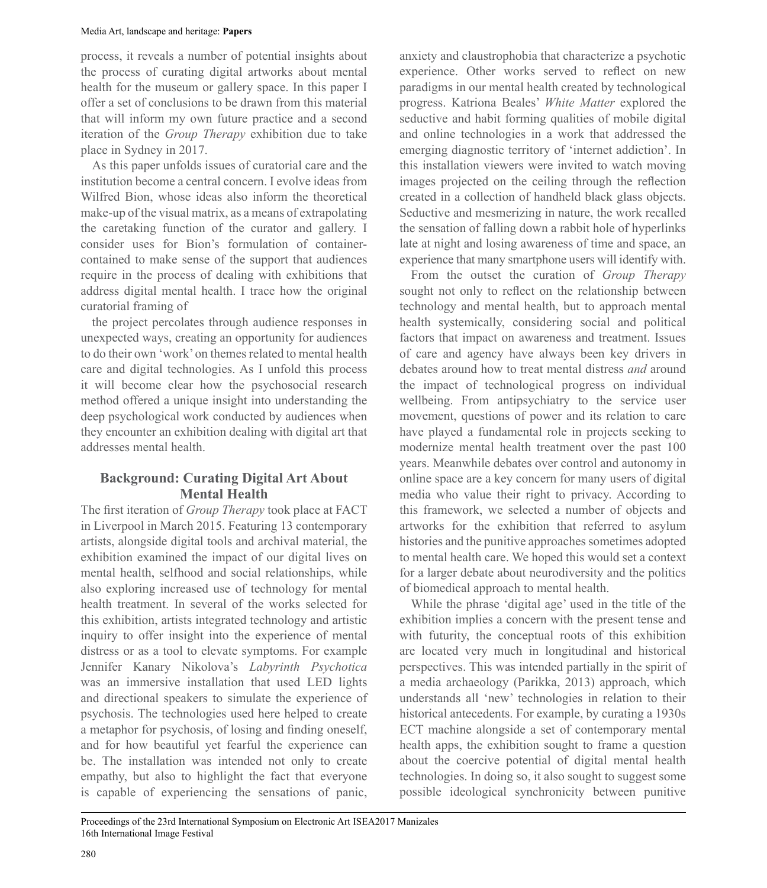process, it reveals a number of potential insights about the process of curating digital artworks about mental health for the museum or gallery space. In this paper I offer a set of conclusions to be drawn from this material that will inform my own future practice and a second iteration of the *Group Therapy* exhibition due to take place in Sydney in 2017.

As this paper unfolds issues of curatorial care and the institution become a central concern. I evolve ideas from Wilfred Bion, whose ideas also inform the theoretical make-up of the visual matrix, as a means of extrapolating the caretaking function of the curator and gallery. I consider uses for Bion's formulation of container-contained to make sense of the support that audiences require in the process of dealing with exhibitions that address digital mental health. I trace how the original curatorial framing of

the project percolates through audience responses in unexpected ways, creating an opportunity for audiences to do their own 'work' on themes related to mental health care and digital technologies. As I unfold this process it will become clear how the psychosocial research method offered a unique insight into understanding the deep psychological work conducted by audiences when they encounter an exhibition dealing with digital art that addresses mental health.

## Background: Curating Digital Art About Mental Health

The first iteration of *Group Therapy* took place at FACT in Liverpool in March 2015. Featuring 13 contemporary artists, alongside digital tools and archival material, the exhibition examined the impact of our digital lives on mental health, selfhood and social relationships, while also exploring increased use of technology for mental health treatment. In several of the works selected for this exhibition, artists integrated technology and artistic inquiry to offer insight into the experience of mental distress or as a tool to elevate symptoms. For example Jennifer Kanary Nikolova's *Labyrinth Psychotica* was an immersive installation that used LED lights and directional speakers to simulate the experience of psychosis. The technologies used here helped to create a metaphor for psychosis, of losing and finding oneself, and for how beautiful yet fearful the experience can be. The installation was intended not only to create empathy, but also to highlight the fact that everyone is capable of experiencing the sensations of panic, anxiety and claustrophobia that characterize a psychotic experience. Other works served to reflect on new paradigms in our mental health created by technological progress. Katriona Beales' *White Matter* explored the seductive and habit forming qualities of mobile digital and online technologies in a work that addressed the emerging diagnostic territory of 'internet addiction'. In this installation viewers were invited to watch moving images projected on the ceiling through the reflection created in a collection of handheld black glass objects. Seductive and mesmerizing in nature, the work recalled the sensation of falling down a rabbit hole of hyperlinks late at night and losing awareness of time and space, an experience that many smartphone users will identify with.

From the outset the curation of *Group Therapy* sought not only to reflect on the relationship between technology and mental health, but to approach mental health systemically, considering social and political factors that impact on awareness and treatment. Issues of care and agency have always been key drivers in debates around how to treat mental distress *and* around the impact of technological progress on individual wellbeing. From antipsychiatry to the service user movement, questions of power and its relation to care have played a fundamental role in projects seeking to modernize mental health treatment over the past 100 years. Meanwhile debates over control and autonomy in online space are a key concern for many users of digital media who value their right to privacy. According to this framework, we selected a number of objects and artworks for the exhibition that referred to asylum histories and the punitive approaches sometimes adopted to mental health care. We hoped this would set a context for a larger debate about neurodiversity and the politics of biomedical approach to mental health.

While the phrase 'digital age' used in the title of the exhibition implies a concern with the present tense and with futurity, the conceptual roots of this exhibition are located very much in longitudinal and historical perspectives. This was intended partially in the spirit of a media archaeology (Parikka, 2013) approach, which understands all 'new' technologies in relation to their historical antecedents. For example, by curating a 1930s ECT machine alongside a set of contemporary mental health apps, the exhibition sought to frame a question about the coercive potential of digital mental health technologies. In doing so, it also sought to suggest some possible ideological synchronicity between punitive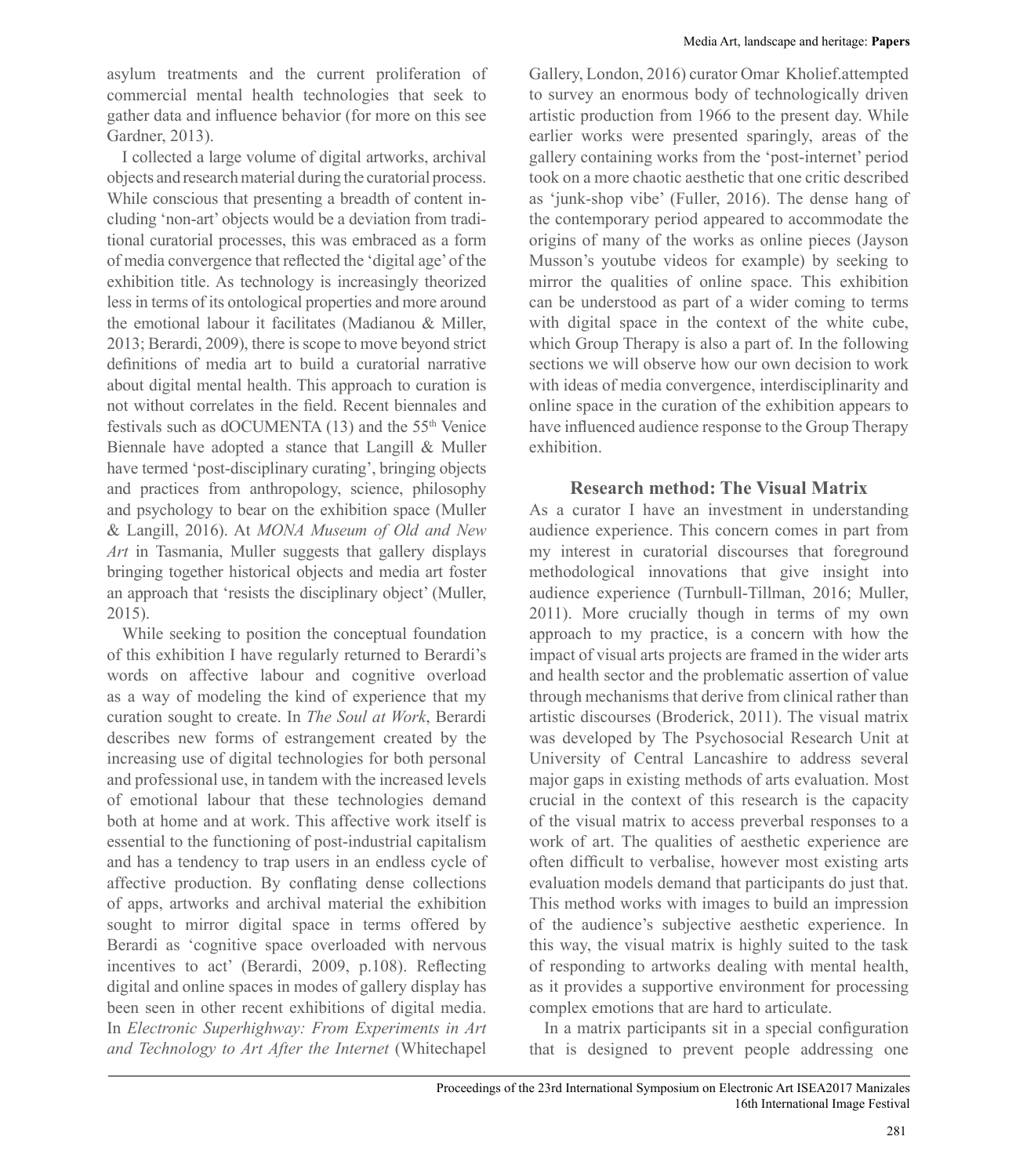asylum treatments and the current proliferation of commercial mental health technologies that seek to gather data and influence behavior (for more on this see Gardner, 2013).

I collected a large volume of digital artworks, archival objects and research material during the curatorial process. While conscious that presenting a breadth of content including 'non-art' objects would be a deviation from traditional curatorial processes, this was embraced as a form of media convergence that reflected the 'digital age' of the exhibition title. As technology is increasingly theorized less in terms of its ontological properties and more around the emotional labour it facilitates (Madianou & Miller, 2013; Berardi, 2009), there is scope to move beyond strict definitions of media art to build a curatorial narrative about digital mental health. This approach to curation is not without correlates in the field. Recent biennales and festivals such as dOCUMENTA (13) and the 55th Venice Biennale have adopted a stance that Langill & Muller have termed 'post-disciplinary curating', bringing objects and practices from anthropology, science, philosophy and psychology to bear on the exhibition space (Muller & Langill, 2016). At *MONA Museum of Old and New Art* in Tasmania, Muller suggests that gallery displays bringing together historical objects and media art foster an approach that 'resists the disciplinary object' (Muller, 2015).

While seeking to position the conceptual foundation of this exhibition I have regularly returned to Berardi's words on affective labour and cognitive overload as a way of modeling the kind of experience that my curation sought to create. In *The Soul at Work*, Berardi describes new forms of estrangement created by the increasing use of digital technologies for both personal and professional use, in tandem with the increased levels of emotional labour that these technologies demand both at home and at work. This affective work itself is essential to the functioning of post-industrial capitalism and has a tendency to trap users in an endless cycle of affective production. By conflating dense collections of apps, artworks and archival material the exhibition sought to mirror digital space in terms offered by Berardi as 'cognitive space overloaded with nervous incentives to act' (Berardi, 2009, p.108). Reflecting digital and online spaces in modes of gallery display has been seen in other recent exhibitions of digital media. In *Electronic Superhighway: From Experiments in Art and Technology to Art After the Internet* (Whitechapel Gallery, London, 2016) curator Omar Kholief.attempted to survey an enormous body of technologically driven artistic production from 1966 to the present day. While earlier works were presented sparingly, areas of the gallery containing works from the 'post-internet' period took on a more chaotic aesthetic that one critic described as 'junk-shop vibe' (Fuller, 2016). The dense hang of the contemporary period appeared to accommodate the origins of many of the works as online pieces (Jayson Musson's youtube videos for example) by seeking to mirror the qualities of online space. This exhibition can be understood as part of a wider coming to terms with digital space in the context of the white cube, which Group Therapy is also a part of. In the following sections we will observe how our own decision to work with ideas of media convergence, interdisciplinarity and online space in the curation of the exhibition appears to have influenced audience response to the Group Therapy exhibition.

## Research method: The Visual Matrix

As a curator I have an investment in understanding audience experience. This concern comes in part from my interest in curatorial discourses that foreground methodological innovations that give insight into audience experience (Turnbull-Tillman, 2016; Muller, 2011). More crucially though in terms of my own approach to my practice, is a concern with how the impact of visual arts projects are framed in the wider arts and health sector and the problematic assertion of value through mechanisms that derive from clinical rather than artistic discourses (Broderick, 2011). The visual matrix was developed by The Psychosocial Research Unit at University of Central Lancashire to address several major gaps in existing methods of arts evaluation. Most crucial in the context of this research is the capacity of the visual matrix to access preverbal responses to a work of art. The qualities of aesthetic experience are often difficult to verbalise, however most existing arts evaluation models demand that participants do just that. This method works with images to build an impression of the audience's subjective aesthetic experience. In this way, the visual matrix is highly suited to the task of responding to artworks dealing with mental health, as it provides a supportive environment for processing complex emotions that are hard to articulate.

In a matrix participants sit in a special configuration that is designed to prevent people addressing one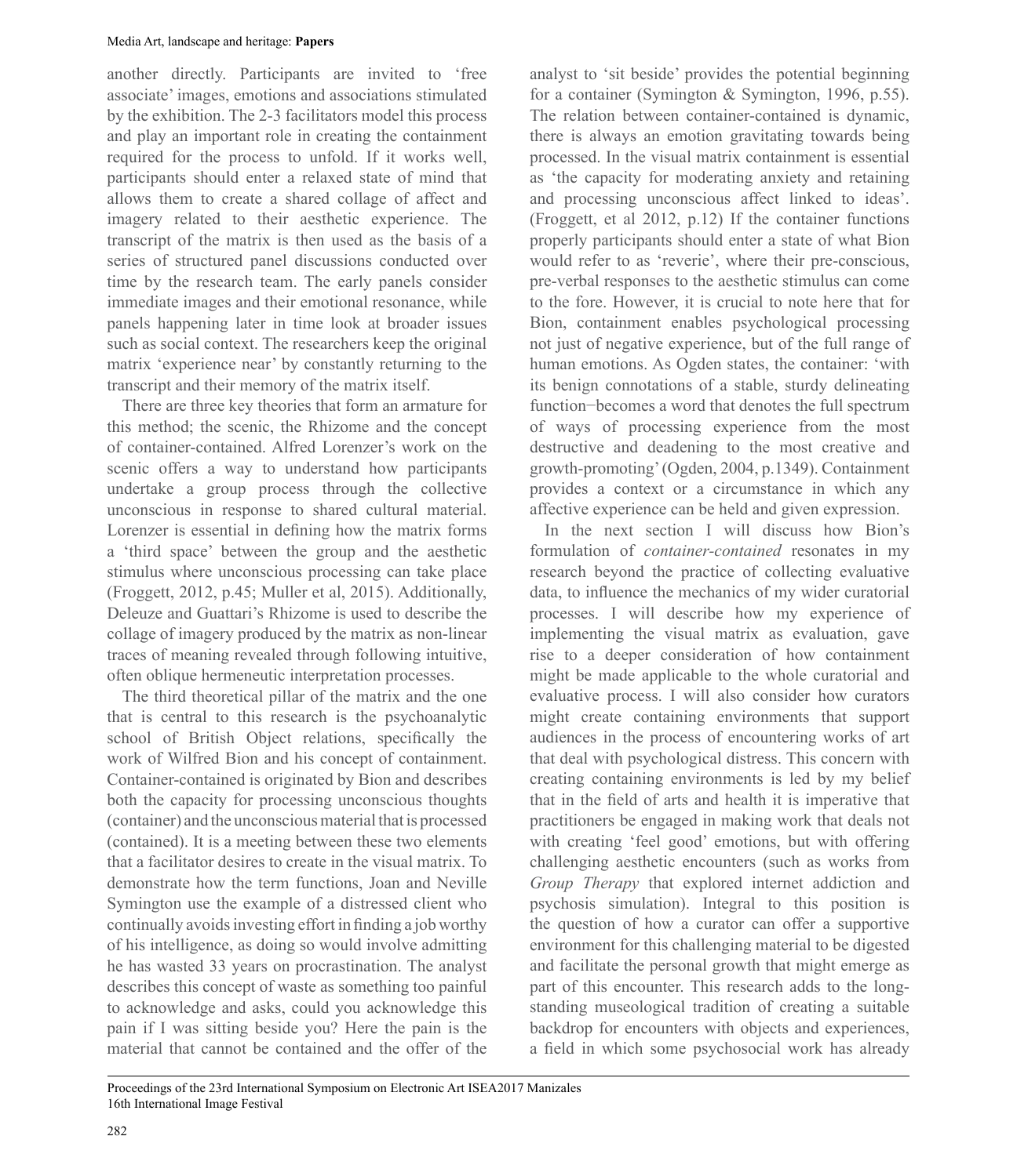another directly. Participants are invited to 'free associate' images, emotions and associations stimulated by the exhibition. The 2-3 facilitators model this process and play an important role in creating the containment required for the process to unfold. If it works well, participants should enter a relaxed state of mind that allows them to create a shared collage of affect and imagery related to their aesthetic experience. The transcript of the matrix is then used as the basis of a series of structured panel discussions conducted over time by the research team. The early panels consider immediate images and their emotional resonance, while panels happening later in time look at broader issues such as social context. The researchers keep the original matrix 'experience near' by constantly returning to the transcript and their memory of the matrix itself.

There are three key theories that form an armature for this method; the scenic, the Rhizome and the concept of container-contained. Alfred Lorenzer's work on the scenic offers a way to understand how participants undertake a group process through the collective unconscious in response to shared cultural material. Lorenzer is essential in defining how the matrix forms a 'third space' between the group and the aesthetic stimulus where unconscious processing can take place (Froggett, 2012, p.45; Muller et al, 2015). Additionally, Deleuze and Guattari's Rhizome is used to describe the collage of imagery produced by the matrix as non-linear traces of meaning revealed through following intuitive, often oblique hermeneutic interpretation processes.

The third theoretical pillar of the matrix and the one that is central to this research is the psychoanalytic school of British Object relations, specifically the work of Wilfred Bion and his concept of containment. Container-contained is originated by Bion and describes both the capacity for processing unconscious thoughts (container) and the unconscious material that is processed (contained). It is a meeting between these two elements that a facilitator desires to create in the visual matrix. To demonstrate how the term functions, Joan and Neville Symington use the example of a distressed client who continually avoids investing effort in finding a job worthy of his intelligence, as doing so would involve admitting he has wasted 33 years on procrastination. The analyst describes this concept of waste as something too painful to acknowledge and asks, could you acknowledge this pain if I was sitting beside you? Here the pain is the material that cannot be contained and the offer of the analyst to 'sit beside' provides the potential beginning for a container (Symington & Symington, 1996, p.55). The relation between container-contained is dynamic, there is always an emotion gravitating towards being processed. In the visual matrix containment is essential as 'the capacity for moderating anxiety and retaining and processing unconscious affect linked to ideas'. (Froggett, et al 2012, p.12) If the container functions properly participants should enter a state of what Bion would refer to as 'reverie', where their pre-conscious, pre-verbal responses to the aesthetic stimulus can come to the fore. However, it is crucial to note here that for Bion, containment enables psychological processing not just of negative experience, but of the full range of human emotions. As Ogden states, the container: 'with its benign connotations of a stable, sturdy delineating function−becomes a word that denotes the full spectrum of ways of processing experience from the most destructive and deadening to the most creative and growth-promoting' (Ogden, 2004, p.1349). Containment provides a context or a circumstance in which any affective experience can be held and given expression.

In the next section I will discuss how Bion's formulation of *container-contained* resonates in my research beyond the practice of collecting evaluative data, to influence the mechanics of my wider curatorial processes. I will describe how my experience of implementing the visual matrix as evaluation, gave rise to a deeper consideration of how containment might be made applicable to the whole curatorial and evaluative process. I will also consider how curators might create containing environments that support audiences in the process of encountering works of art that deal with psychological distress. This concern with creating containing environments is led by my belief that in the field of arts and health it is imperative that practitioners be engaged in making work that deals not with creating 'feel good' emotions, but with offering challenging aesthetic encounters (such as works from *Group Therapy* that explored internet addiction and psychosis simulation). Integral to this position is the question of how a curator can offer a supportive environment for this challenging material to be digested and facilitate the personal growth that might emerge as part of this encounter. This research adds to the long-standing museological tradition of creating a suitable backdrop for encounters with objects and experiences, a field in which some psychosocial work has already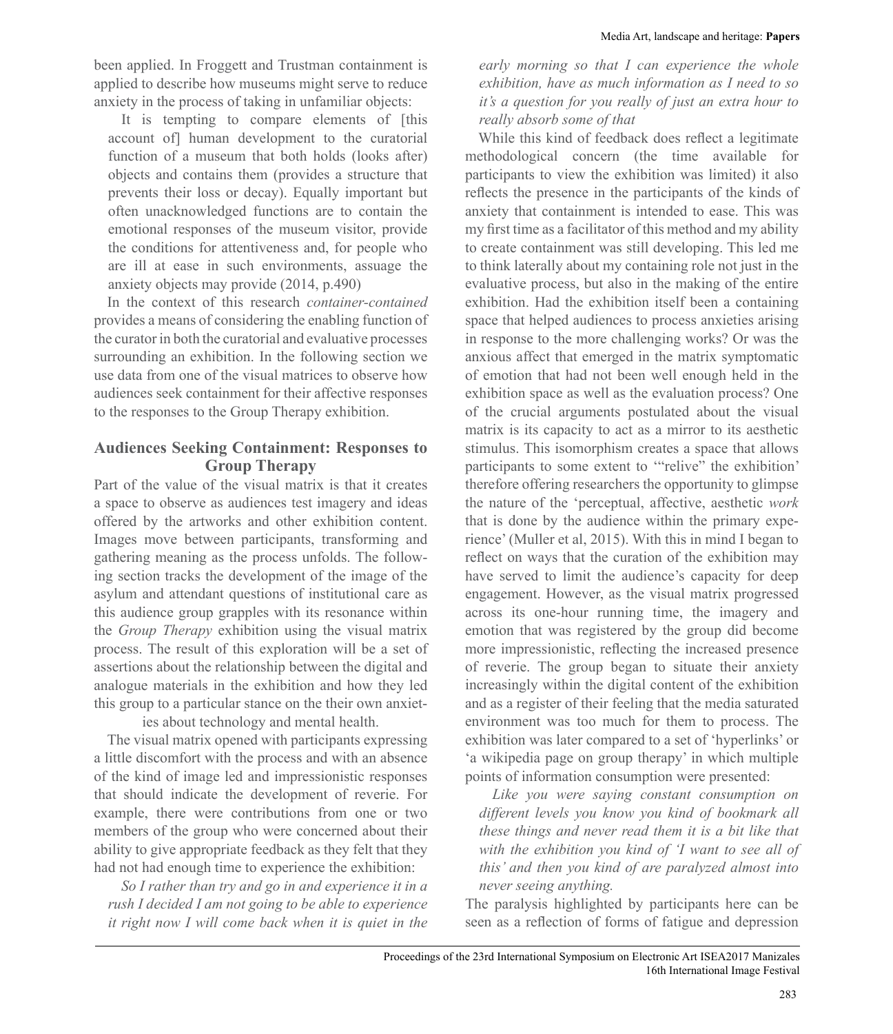been applied. In Froggett and Trustman containment is applied to describe how museums might serve to reduce anxiety in the process of taking in unfamiliar objects:

> It is tempting to compare elements of [this account of] human development to the curatorial function of a museum that both holds (looks after) objects and contains them (provides a structure that prevents their loss or decay). Equally important but often unacknowledged functions are to contain the emotional responses of the museum visitor, provide the conditions for attentiveness and, for people who are ill at ease in such environments, assuage the anxiety objects may provide (2014, p.490)

In the context of this research *container-contained* provides a means of considering the enabling function of the curator in both the curatorial and evaluative processes surrounding an exhibition. In the following section we use data from one of the visual matrices to observe how audiences seek containment for their affective responses to the responses to the Group Therapy exhibition.

## Audiences Seeking Containment: Responses to Group Therapy

Part of the value of the visual matrix is that it creates a space to observe as audiences test imagery and ideas offered by the artworks and other exhibition content. Images move between participants, transforming and gathering meaning as the process unfolds. The following section tracks the development of the image of the asylum and attendant questions of institutional care as this audience group grapples with its resonance within the *Group Therapy* exhibition using the visual matrix process. The result of this exploration will be a set of assertions about the relationship between the digital and analogue materials in the exhibition and how they led this group to a particular stance on the their own anxieties about technology and mental health.

The visual matrix opened with participants expressing a little discomfort with the process and with an absence of the kind of image led and impressionistic responses that should indicate the development of reverie. For example, there were contributions from one or two members of the group who were concerned about their ability to give appropriate feedback as they felt that they had not had enough time to experience the exhibition:

> *So I rather than try and go in and experience it in a rush I decided I am not going to be able to experience it right now I will come back when it is quiet in the early morning so that I can experience the whole exhibition, have as much information as I need to so it's a question for you really of just an extra hour to really absorb some of that*

While this kind of feedback does reflect a legitimate methodological concern (the time available for participants to view the exhibition was limited) it also reflects the presence in the participants of the kinds of anxiety that containment is intended to ease. This was my first time as a facilitator of this method and my ability to create containment was still developing. This led me to think laterally about my containing role not just in the evaluative process, but also in the making of the entire exhibition. Had the exhibition itself been a containing space that helped audiences to process anxieties arising in response to the more challenging works? Or was the anxious affect that emerged in the matrix symptomatic of emotion that had not been well enough held in the exhibition space as well as the evaluation process? One of the crucial arguments postulated about the visual matrix is its capacity to act as a mirror to its aesthetic stimulus. This isomorphism creates a space that allows participants to some extent to '"relive" the exhibition' therefore offering researchers the opportunity to glimpse the nature of the 'perceptual, affective, aesthetic *work* that is done by the audience within the primary experience' (Muller et al, 2015). With this in mind I began to reflect on ways that the curation of the exhibition may have served to limit the audience's capacity for deep engagement. However, as the visual matrix progressed across its one-hour running time, the imagery and emotion that was registered by the group did become more impressionistic, reflecting the increased presence of reverie. The group began to situate their anxiety increasingly within the digital content of the exhibition and as a register of their feeling that the media saturated environment was too much for them to process. The exhibition was later compared to a set of 'hyperlinks' or 'a wikipedia page on group therapy' in which multiple points of information consumption were presented:

> *Like you were saying constant consumption on different levels you know you kind of bookmark all these things and never read them it is a bit like that with the exhibition you kind of 'I want to see all of this' and then you kind of are paralyzed almost into never seeing anything.*

The paralysis highlighted by participants here can be seen as a reflection of forms of fatigue and depression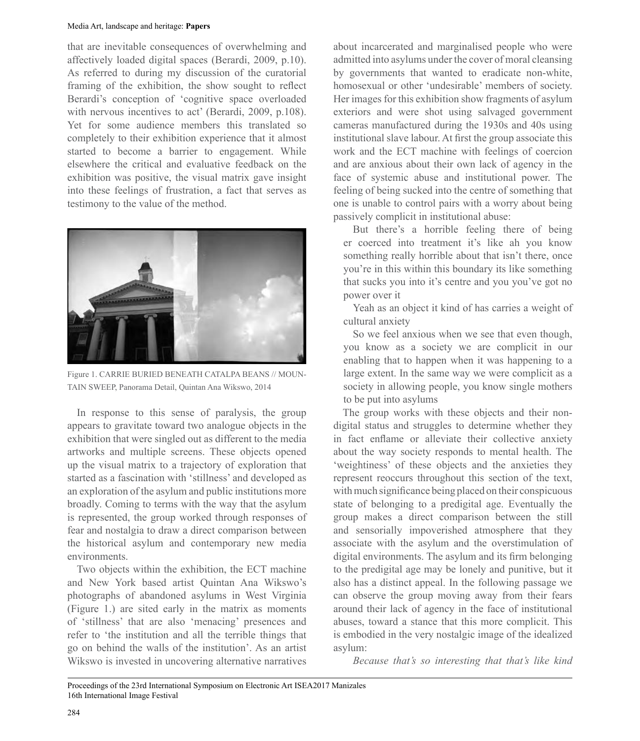that are inevitable consequences of overwhelming and affectively loaded digital spaces (Berardi, 2009, p.10). As referred to during my discussion of the curatorial framing of the exhibition, the show sought to reflect Berardi's conception of 'cognitive space overloaded with nervous incentives to act' (Berardi, 2009, p.108). Yet for some audience members this translated so completely to their exhibition experience that it almost started to become a barrier to engagement. While elsewhere the critical and evaluative feedback on the exhibition was positive, the visual matrix gave insight into these feelings of frustration, a fact that serves as testimony to the value of the method.

Figure 1. CARRIE BURIED BENEATH CATALPA BEANS // MOUNTAIN SWEEP, Panorama Detail, Quintan Ana Wikswo, 2014

In response to this sense of paralysis, the group appears to gravitate toward two analogue objects in the exhibition that were singled out as different to the media artworks and multiple screens. These objects opened up the visual matrix to a trajectory of exploration that started as a fascination with 'stillness' and developed as an exploration of the asylum and public institutions more broadly. Coming to terms with the way that the asylum is represented, the group worked through responses of fear and nostalgia to draw a direct comparison between the historical asylum and contemporary new media environments.

Two objects within the exhibition, the ECT machine and New York based artist Quintan Ana Wikswo's photographs of abandoned asylums in West Virginia (Figure 1.) are sited early in the matrix as moments of 'stillness' that are also 'menacing' presences and refer to 'the institution and all the terrible things that go on behind the walls of the institution'. As an artist Wikswo is invested in uncovering alternative narratives about incarcerated and marginalised people who were admitted into asylums under the cover of moral cleansing by governments that wanted to eradicate non-white, homosexual or other 'undesirable' members of society. Her images for this exhibition show fragments of asylum exteriors and were shot using salvaged government cameras manufactured during the 1930s and 40s using institutional slave labour. At first the group associate this work and the ECT machine with feelings of coercion and are anxious about their own lack of agency in the face of systemic abuse and institutional power. The feeling of being sucked into the centre of something that one is unable to control pairs with a worry about being passively complicit in institutional abuse:

> But there's a horrible feeling there of being er coerced into treatment it's like ah you know something really horrible about that isn't there, once you're in this within this boundary its like something that sucks you into it's centre and you you've got no power over it
>
> Yeah as an object it kind of has carries a weight of cultural anxiety
>
> So we feel anxious when we see that even though, you know as a society we are complicit in our enabling that to happen when it was happening to a large extent. In the same way we were complicit as a society in allowing people, you know single mothers to be put into asylums

The group works with these objects and their non-digital status and struggles to determine whether they in fact enflame or alleviate their collective anxiety about the way society responds to mental health. The 'weightiness' of these objects and the anxieties they represent reoccurs throughout this section of the text, with much significance being placed on their conspicuous state of belonging to a predigital age. Eventually the group makes a direct comparison between the still and sensorially impoverished atmosphere that they associate with the asylum and the overstimulation of digital environments. The asylum and its firm belonging to the predigital age may be lonely and punitive, but it also has a distinct appeal. In the following passage we can observe the group moving away from their fears around their lack of agency in the face of institutional abuses, toward a stance that this more complicit. This is embodied in the very nostalgic image of the idealized asylum:

> *Because that's so interesting that that's like kind*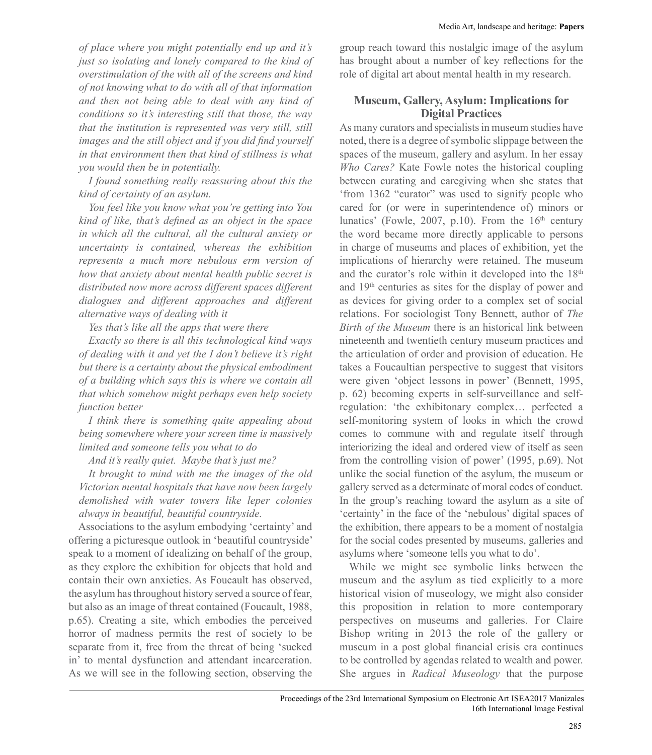*of place where you might potentially end up and it's just so isolating and lonely compared to the kind of overstimulation of the with all of the screens and kind of not knowing what to do with all of that information and then not being able to deal with any kind of conditions so it's interesting still that those, the way that the institution is represented was very still, still images and the still object and if you did find yourself in that environment then that kind of stillness is what you would then be in potentially.*

*I found something really reassuring about this the kind of certainty of an asylum.*

*You feel like you know what you're getting into You kind of like, that's defined as an object in the space in which all the cultural, all the cultural anxiety or uncertainty is contained, whereas the exhibition represents a much more nebulous erm version of how that anxiety about mental health public secret is distributed now more across different spaces different dialogues and different approaches and different alternative ways of dealing with it*

*Yes that's like all the apps that were there*

*Exactly so there is all this technological kind ways of dealing with it and yet the I don't believe it's right but there is a certainty about the physical embodiment of a building which says this is where we contain all that which somehow might perhaps even help society function better*

*I think there is something quite appealing about being somewhere where your screen time is massively limited and someone tells you what to do*

*And it's really quiet. Maybe that's just me?*

*It brought to mind with me the images of the old Victorian mental hospitals that have now been largely demolished with water towers like leper colonies always in beautiful, beautiful countryside.*

Associations to the asylum embodying 'certainty' and offering a picturesque outlook in 'beautiful countryside' speak to a moment of idealizing on behalf of the group, as they explore the exhibition for objects that hold and contain their own anxieties. As Foucault has observed, the asylum has throughout history served a source of fear, but also as an image of threat contained (Foucault, 1988, p.65). Creating a site, which embodies the perceived horror of madness permits the rest of society to be separate from it, free from the threat of being 'sucked in' to mental dysfunction and attendant incarceration. As we will see in the following section, observing the group reach toward this nostalgic image of the asylum has brought about a number of key reflections for the role of digital art about mental health in my research.

## Museum, Gallery, Asylum: Implications for Digital Practices

As many curators and specialists in museum studies have noted, there is a degree of symbolic slippage between the spaces of the museum, gallery and asylum. In her essay *Who Cares?* Kate Fowle notes the historical coupling between curating and caregiving when she states that 'from 1362 "curator" was used to signify people who cared for (or were in superintendence of) minors or lunatics' (Fowle, 2007, p.10). From the 16th century the word became more directly applicable to persons in charge of museums and places of exhibition, yet the implications of hierarchy were retained. The museum and the curator's role within it developed into the 18th and 19th centuries as sites for the display of power and as devices for giving order to a complex set of social relations. For sociologist Tony Bennett, author of *The Birth of the Museum* there is an historical link between nineteenth and twentieth century museum practices and the articulation of order and provision of education. He takes a Foucaultian perspective to suggest that visitors were given 'object lessons in power' (Bennett, 1995, p. 62) becoming experts in self-surveillance and self-regulation: 'the exhibitonary complex… perfected a self-monitoring system of looks in which the crowd comes to commune with and regulate itself through interiorizing the ideal and ordered view of itself as seen from the controlling vision of power' (1995, p.69). Not unlike the social function of the asylum, the museum or gallery served as a determinate of moral codes of conduct. In the group's reaching toward the asylum as a site of 'certainty' in the face of the 'nebulous' digital spaces of the exhibition, there appears to be a moment of nostalgia for the social codes presented by museums, galleries and asylums where 'someone tells you what to do'.

While we might see symbolic links between the museum and the asylum as tied explicitly to a more historical vision of museology, we might also consider this proposition in relation to more contemporary perspectives on museums and galleries. For Claire Bishop writing in 2013 the role of the gallery or museum in a post global financial crisis era continues to be controlled by agendas related to wealth and power. She argues in *Radical Museology* that the purpose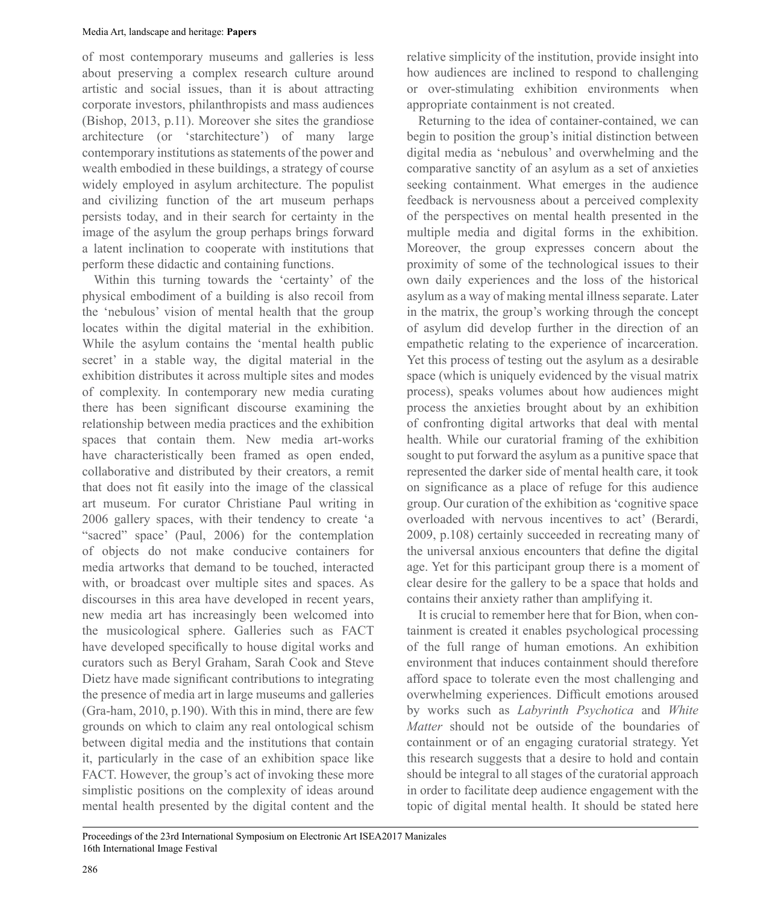of most contemporary museums and galleries is less about preserving a complex research culture around artistic and social issues, than it is about attracting corporate investors, philanthropists and mass audiences (Bishop, 2013, p.11). Moreover she sites the grandiose architecture (or 'starchitecture') of many large contemporary institutions as statements of the power and wealth embodied in these buildings, a strategy of course widely employed in asylum architecture. The populist and civilizing function of the art museum perhaps persists today, and in their search for certainty in the image of the asylum the group perhaps brings forward a latent inclination to cooperate with institutions that perform these didactic and containing functions.

Within this turning towards the 'certainty' of the physical embodiment of a building is also recoil from the 'nebulous' vision of mental health that the group locates within the digital material in the exhibition. While the asylum contains the 'mental health public secret' in a stable way, the digital material in the exhibition distributes it across multiple sites and modes of complexity. In contemporary new media curating there has been significant discourse examining the relationship between media practices and the exhibition spaces that contain them. New media art-works have characteristically been framed as open ended, collaborative and distributed by their creators, a remit that does not fit easily into the image of the classical art museum. For curator Christiane Paul writing in 2006 gallery spaces, with their tendency to create 'a "sacred" space' (Paul, 2006) for the contemplation of objects do not make conducive containers for media artworks that demand to be touched, interacted with, or broadcast over multiple sites and spaces. As discourses in this area have developed in recent years, new media art has increasingly been welcomed into the musicological sphere. Galleries such as FACT have developed specifically to house digital works and curators such as Beryl Graham, Sarah Cook and Steve Dietz have made significant contributions to integrating the presence of media art in large museums and galleries (Gra-ham, 2010, p.190). With this in mind, there are few grounds on which to claim any real ontological schism between digital media and the institutions that contain it, particularly in the case of an exhibition space like FACT. However, the group's act of invoking these more simplistic positions on the complexity of ideas around mental health presented by the digital content and the relative simplicity of the institution, provide insight into how audiences are inclined to respond to challenging or over-stimulating exhibition environments when appropriate containment is not created.

Returning to the idea of container-contained, we can begin to position the group's initial distinction between digital media as 'nebulous' and overwhelming and the comparative sanctity of an asylum as a set of anxieties seeking containment. What emerges in the audience feedback is nervousness about a perceived complexity of the perspectives on mental health presented in the multiple media and digital forms in the exhibition. Moreover, the group expresses concern about the proximity of some of the technological issues to their own daily experiences and the loss of the historical asylum as a way of making mental illness separate. Later in the matrix, the group's working through the concept of asylum did develop further in the direction of an empathetic relating to the experience of incarceration. Yet this process of testing out the asylum as a desirable space (which is uniquely evidenced by the visual matrix process), speaks volumes about how audiences might process the anxieties brought about by an exhibition of confronting digital artworks that deal with mental health. While our curatorial framing of the exhibition sought to put forward the asylum as a punitive space that represented the darker side of mental health care, it took on significance as a place of refuge for this audience group. Our curation of the exhibition as 'cognitive space overloaded with nervous incentives to act' (Berardi, 2009, p.108) certainly succeeded in recreating many of the universal anxious encounters that define the digital age. Yet for this participant group there is a moment of clear desire for the gallery to be a space that holds and contains their anxiety rather than amplifying it.

It is crucial to remember here that for Bion, when con-tainment is created it enables psychological processing of the full range of human emotions. An exhibition environment that induces containment should therefore afford space to tolerate even the most challenging and overwhelming experiences. Difficult emotions aroused by works such as *Labyrinth Psychotica* and *White Matter* should not be outside of the boundaries of containment or of an engaging curatorial strategy. Yet this research suggests that a desire to hold and contain should be integral to all stages of the curatorial approach in order to facilitate deep audience engagement with the topic of digital mental health. It should be stated here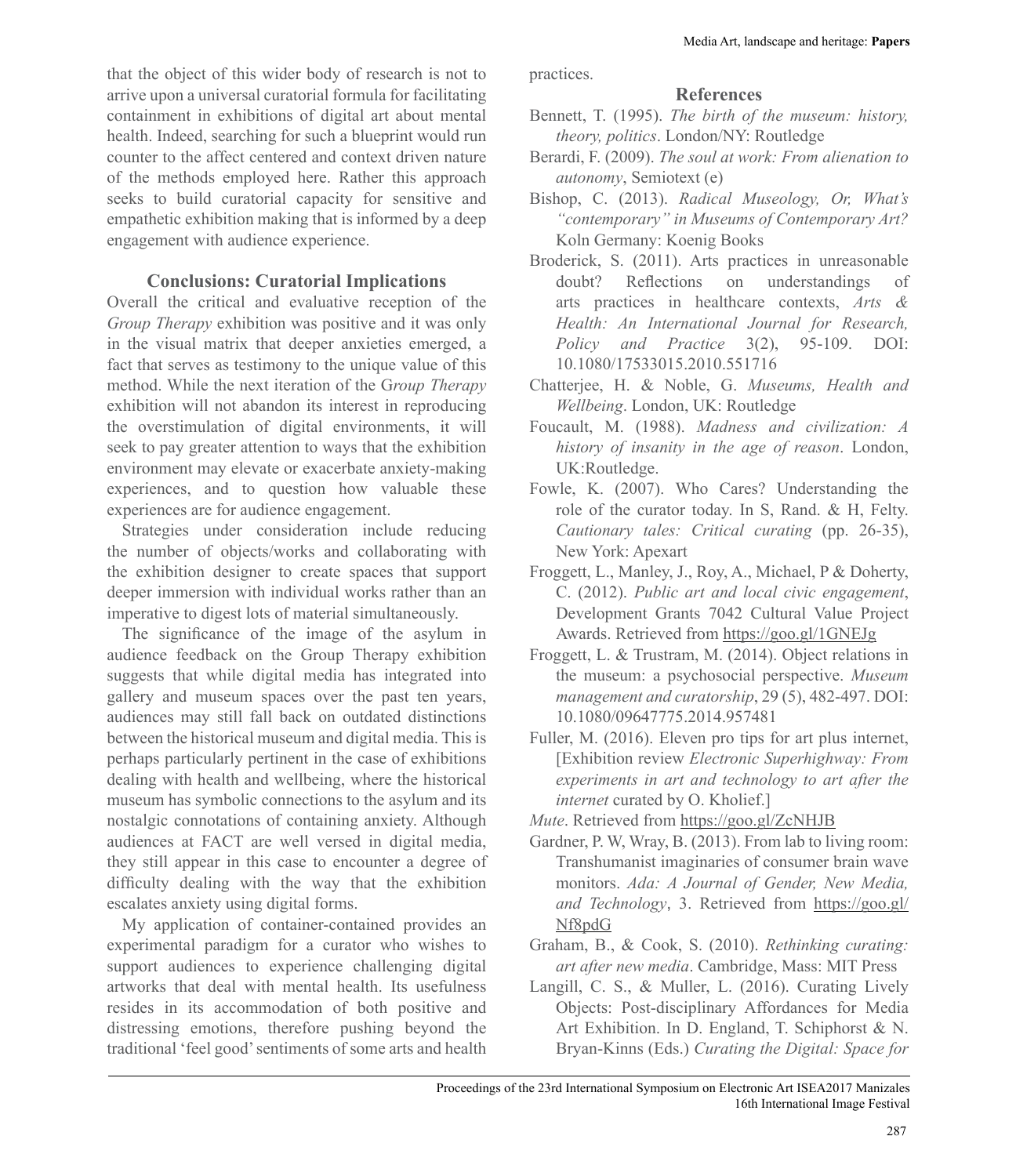that the object of this wider body of research is not to arrive upon a universal curatorial formula for facilitating containment in exhibitions of digital art about mental health. Indeed, searching for such a blueprint would run counter to the affect centered and context driven nature of the methods employed here. Rather this approach seeks to build curatorial capacity for sensitive and empathetic exhibition making that is informed by a deep engagement with audience experience.

## Conclusions: Curatorial Implications

Overall the critical and evaluative reception of the *Group Therapy* exhibition was positive and it was only in the visual matrix that deeper anxieties emerged, a fact that serves as testimony to the unique value of this method. While the next iteration of the G*roup Therapy* exhibition will not abandon its interest in reproducing the overstimulation of digital environments, it will seek to pay greater attention to ways that the exhibition environment may elevate or exacerbate anxiety-making experiences, and to question how valuable these experiences are for audience engagement.

Strategies under consideration include reducing the number of objects/works and collaborating with the exhibition designer to create spaces that support deeper immersion with individual works rather than an imperative to digest lots of material simultaneously.

The significance of the image of the asylum in audience feedback on the Group Therapy exhibition suggests that while digital media has integrated into gallery and museum spaces over the past ten years, audiences may still fall back on outdated distinctions between the historical museum and digital media. This is perhaps particularly pertinent in the case of exhibitions dealing with health and wellbeing, where the historical museum has symbolic connections to the asylum and its nostalgic connotations of containing anxiety. Although audiences at FACT are well versed in digital media, they still appear in this case to encounter a degree of difficulty dealing with the way that the exhibition escalates anxiety using digital forms.

My application of container-contained provides an experimental paradigm for a curator who wishes to support audiences to experience challenging digital artworks that deal with mental health. Its usefulness resides in its accommodation of both positive and distressing emotions, therefore pushing beyond the traditional 'feel good' sentiments of some arts and health practices.

## References

Bennett, T. (1995). *The birth of the museum: history, theory, politics*. London/NY: Routledge

Berardi, F. (2009). *The soul at work: From alienation to autonomy*, Semiotext (e)

Bishop, C. (2013). *Radical Museology, Or, What's "contemporary" in Museums of Contemporary Art?* Koln Germany: Koenig Books

Broderick, S. (2011). Arts practices in unreasonable doubt? Reflections on understandings of arts practices in healthcare contexts, *Arts & Health: An International Journal for Research, Policy and Practice* 3(2), 95-109. DOI: 10.1080/17533015.2010.551716

Chatterjee, H. & Noble, G. *Museums, Health and Wellbeing*. London, UK: Routledge

Foucault, M. (1988). *Madness and civilization: A history of insanity in the age of reason*. London, UK:Routledge.

Fowle, K. (2007). Who Cares? Understanding the role of the curator today. In S, Rand. & H, Felty. *Cautionary tales: Critical curating* (pp. 26-35), New York: Apexart

Froggett, L., Manley, J., Roy, A., Michael, P & Doherty, C. (2012). *Public art and local civic engagement*, Development Grants 7042 Cultural Value Project Awards. Retrieved from https://goo.gl/1GNEJg

Froggett, L. & Trustram, M. (2014). Object relations in the museum: a psychosocial perspective. *Museum management and curatorship*, 29 (5), 482-497. DOI: 10.1080/09647775.2014.957481

Fuller, M. (2016). Eleven pro tips for art plus internet, [Exhibition review *Electronic Superhighway: From experiments in art and technology to art after the internet* curated by O. Kholief.]

*Mute*. Retrieved from https://goo.gl/ZcNHJB

Gardner, P. W, Wray, B. (2013). From lab to living room: Transhumanist imaginaries of consumer brain wave monitors. *Ada: A Journal of Gender, New Media, and Technology*, 3. Retrieved from https://goo.gl/Nf8pdG

Graham, B., & Cook, S. (2010). *Rethinking curating: art after new media*. Cambridge, Mass: MIT Press

Langill, C. S., & Muller, L. (2016). Curating Lively Objects: Post-disciplinary Affordances for Media Art Exhibition. In D. England, T. Schiphorst & N. Bryan-Kinns (Eds.) *Curating the Digital: Space for*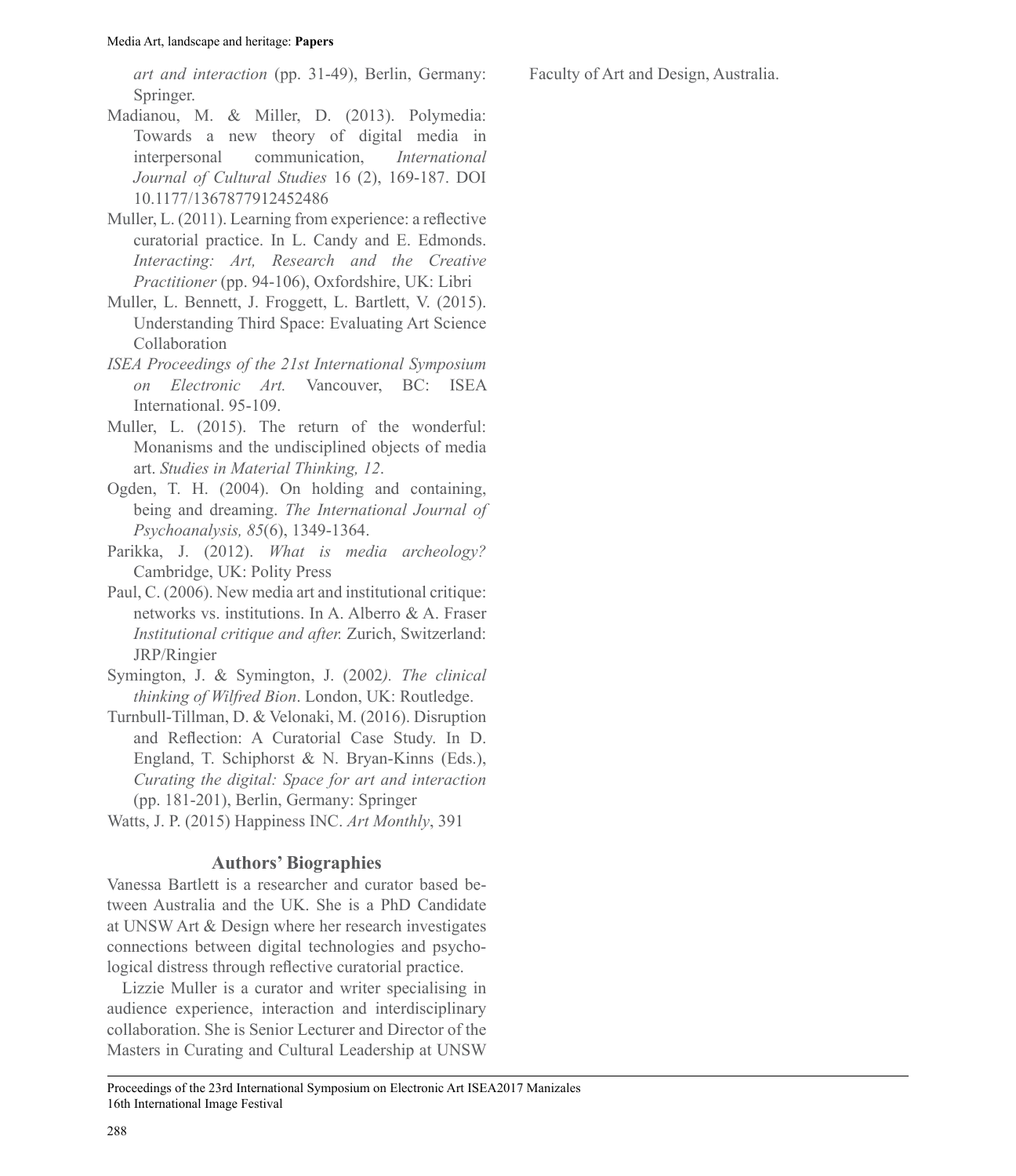*art and interaction* (pp. 31-49), Berlin, Germany: Springer.

Madianou, M. & Miller, D. (2013). Polymedia: Towards a new theory of digital media in interpersonal communication, *International Journal of Cultural Studies* 16 (2), 169-187. DOI 10.1177/1367877912452486

Muller, L. (2011). Learning from experience: a reflective curatorial practice. In L. Candy and E. Edmonds. *Interacting: Art, Research and the Creative Practitioner* (pp. 94-106), Oxfordshire, UK: Libri

Muller, L. Bennett, J. Froggett, L. Bartlett, V. (2015). Understanding Third Space: Evaluating Art Science Collaboration

*ISEA Proceedings of the 21st International Symposium on Electronic Art.* Vancouver, BC: ISEA International. 95-109.

Muller, L. (2015). The return of the wonderful: Monanisms and the undisciplined objects of media art. *Studies in Material Thinking, 12*.

Ogden, T. H. (2004). On holding and containing, being and dreaming. *The International Journal of Psychoanalysis, 85*(6), 1349-1364.

Parikka, J. (2012). *What is media archeology?* Cambridge, UK: Polity Press

Paul, C. (2006). New media art and institutional critique: networks vs. institutions. In A. Alberro & A. Fraser *Institutional critique and after.* Zurich, Switzerland: JRP/Ringier

Symington, J. & Symington, J. (2002*). The clinical thinking of Wilfred Bion*. London, UK: Routledge.

Turnbull-Tillman, D. & Velonaki, M. (2016). Disruption and Reflection: A Curatorial Case Study. In D. England, T. Schiphorst & N. Bryan-Kinns (Eds.), *Curating the digital: Space for art and interaction* (pp. 181-201), Berlin, Germany: Springer

Watts, J. P. (2015) Happiness INC. *Art Monthly*, 391

## Authors' Biographies

Vanessa Bartlett is a researcher and curator based between Australia and the UK. She is a PhD Candidate at UNSW Art & Design where her research investigates connections between digital technologies and psychological distress through reflective curatorial practice.

Lizzie Muller is a curator and writer specialising in audience experience, interaction and interdisciplinary collaboration. She is Senior Lecturer and Director of the Masters in Curating and Cultural Leadership at UNSW Faculty of Art and Design, Australia.